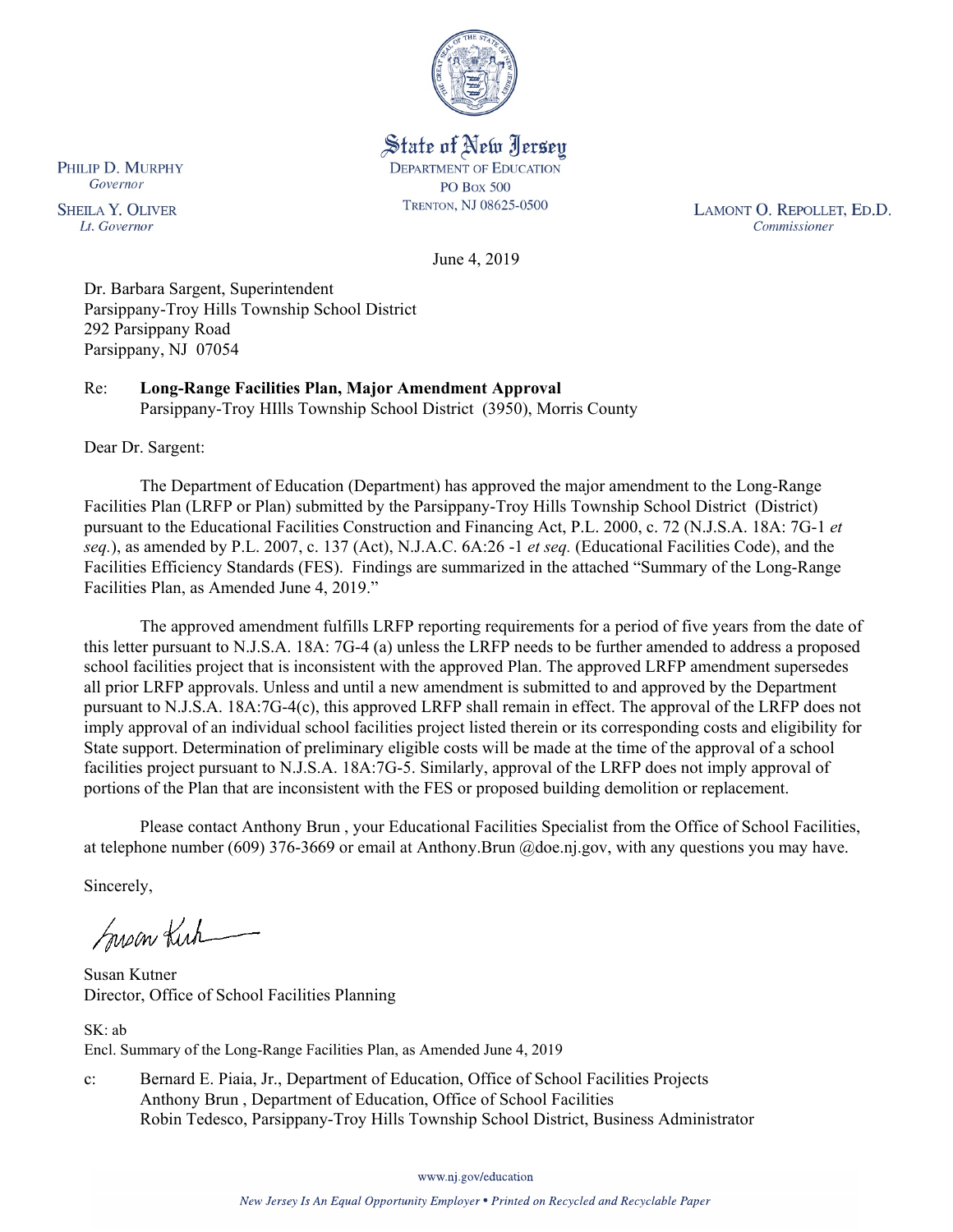State of New Jersey
DEPARTMENT OF EDUCATION
PO BOX 500
TRENTON, NJ 08625-0500

PHILIP D. MURPHY
*Governor*

SHEILA Y. OLIVER
*Lt. Governor*

LAMONT O. REPOLLET, ED.D.
*Commissioner*

June 4, 2019

Dr. Barbara Sargent, Superintendent
Parsippany-Troy Hills Township School District
292 Parsippany Road
Parsippany, NJ 07054

Re: **Long-Range Facilities Plan, Major Amendment Approval**
Parsippany-Troy HIlls Township School District (3950), Morris County

Dear Dr. Sargent:

The Department of Education (Department) has approved the major amendment to the Long-Range Facilities Plan (LRFP or Plan) submitted by the Parsippany-Troy Hills Township School District (District) pursuant to the Educational Facilities Construction and Financing Act, P.L. 2000, c. 72 (N.J.S.A. 18A: 7G-1 *et seq.*), as amended by P.L. 2007, c. 137 (Act), N.J.A.C. 6A:26 -1 *et seq.* (Educational Facilities Code), and the Facilities Efficiency Standards (FES). Findings are summarized in the attached "Summary of the Long-Range Facilities Plan, as Amended June 4, 2019."

The approved amendment fulfills LRFP reporting requirements for a period of five years from the date of this letter pursuant to N.J.S.A. 18A: 7G-4 (a) unless the LRFP needs to be further amended to address a proposed school facilities project that is inconsistent with the approved Plan. The approved LRFP amendment supersedes all prior LRFP approvals. Unless and until a new amendment is submitted to and approved by the Department pursuant to N.J.S.A. 18A:7G-4(c), this approved LRFP shall remain in effect. The approval of the LRFP does not imply approval of an individual school facilities project listed therein or its corresponding costs and eligibility for State support. Determination of preliminary eligible costs will be made at the time of the approval of a school facilities project pursuant to N.J.S.A. 18A:7G-5. Similarly, approval of the LRFP does not imply approval of portions of the Plan that are inconsistent with the FES or proposed building demolition or replacement.

Please contact Anthony Brun , your Educational Facilities Specialist from the Office of School Facilities, at telephone number (609) 376-3669 or email at Anthony.Brun @doe.nj.gov, with any questions you may have.

Sincerely,

Susan Kutner
Director, Office of School Facilities Planning

SK: ab
Encl. Summary of the Long-Range Facilities Plan, as Amended June 4, 2019

c: Bernard E. Piaia, Jr., Department of Education, Office of School Facilities Projects
Anthony Brun , Department of Education, Office of School Facilities
Robin Tedesco, Parsippany-Troy Hills Township School District, Business Administrator

www.nj.gov/education

*New Jersey Is An Equal Opportunity Employer • Printed on Recycled and Recyclable Paper*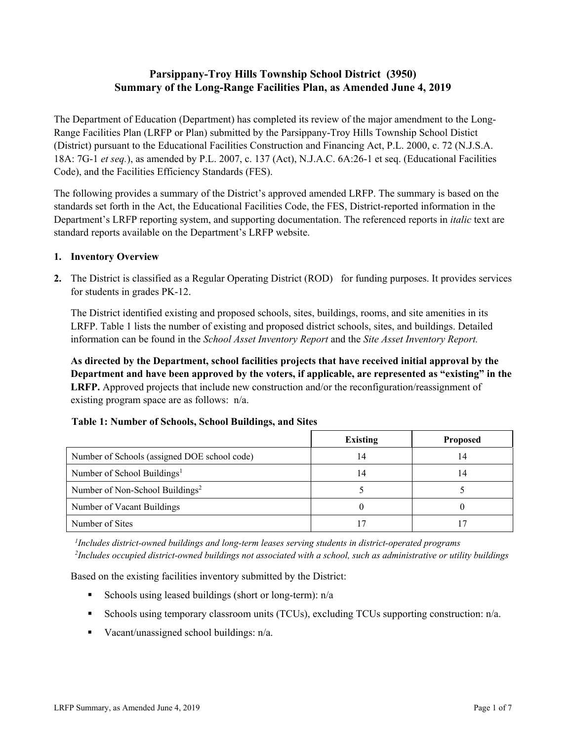**Parsippany-Troy Hills Township School District (3950)**
**Summary of the Long-Range Facilities Plan, as Amended June 4, 2019**

The Department of Education (Department) has completed its review of the major amendment to the Long-Range Facilities Plan (LRFP or Plan) submitted by the Parsippany-Troy Hills Township School Distict (District) pursuant to the Educational Facilities Construction and Financing Act, P.L. 2000, c. 72 (N.J.S.A. 18A: 7G-1 *et seq.*), as amended by P.L. 2007, c. 137 (Act), N.J.A.C. 6A:26-1 et seq. (Educational Facilities Code), and the Facilities Efficiency Standards (FES).

The following provides a summary of the District's approved amended LRFP. The summary is based on the standards set forth in the Act, the Educational Facilities Code, the FES, District-reported information in the Department's LRFP reporting system, and supporting documentation. The referenced reports in *italic* text are standard reports available on the Department's LRFP website.

1. **Inventory Overview**

2. The District is classified as a Regular Operating District (ROD) for funding purposes. It provides services for students in grades PK-12.

   The District identified existing and proposed schools, sites, buildings, rooms, and site amenities in its LRFP. Table 1 lists the number of existing and proposed district schools, sites, and buildings. Detailed information can be found in the *School Asset Inventory Report* and the *Site Asset Inventory Report.*

   **As directed by the Department, school facilities projects that have received initial approval by the Department and have been approved by the voters, if applicable, are represented as "existing" in the LRFP.** Approved projects that include new construction and/or the reconfiguration/reassignment of existing program space are as follows: n/a.

**Table 1: Number of Schools, School Buildings, and Sites**

| | Existing | Proposed |
|---|---|---|
| Number of Schools (assigned DOE school code) | 14 | 14 |
| Number of School Buildings[1] | 14 | 14 |
| Number of Non-School Buildings[2] | 5 | 5 |
| Number of Vacant Buildings | 0 | 0 |
| Number of Sites | 17 | 17 |

*[1]Includes district-owned buildings and long-term leases serving students in district-operated programs*
*[2]Includes occupied district-owned buildings not associated with a school, such as administrative or utility buildings*

Based on the existing facilities inventory submitted by the District:

- Schools using leased buildings (short or long-term): n/a
- Schools using temporary classroom units (TCUs), excluding TCUs supporting construction: n/a.
- Vacant/unassigned school buildings: n/a.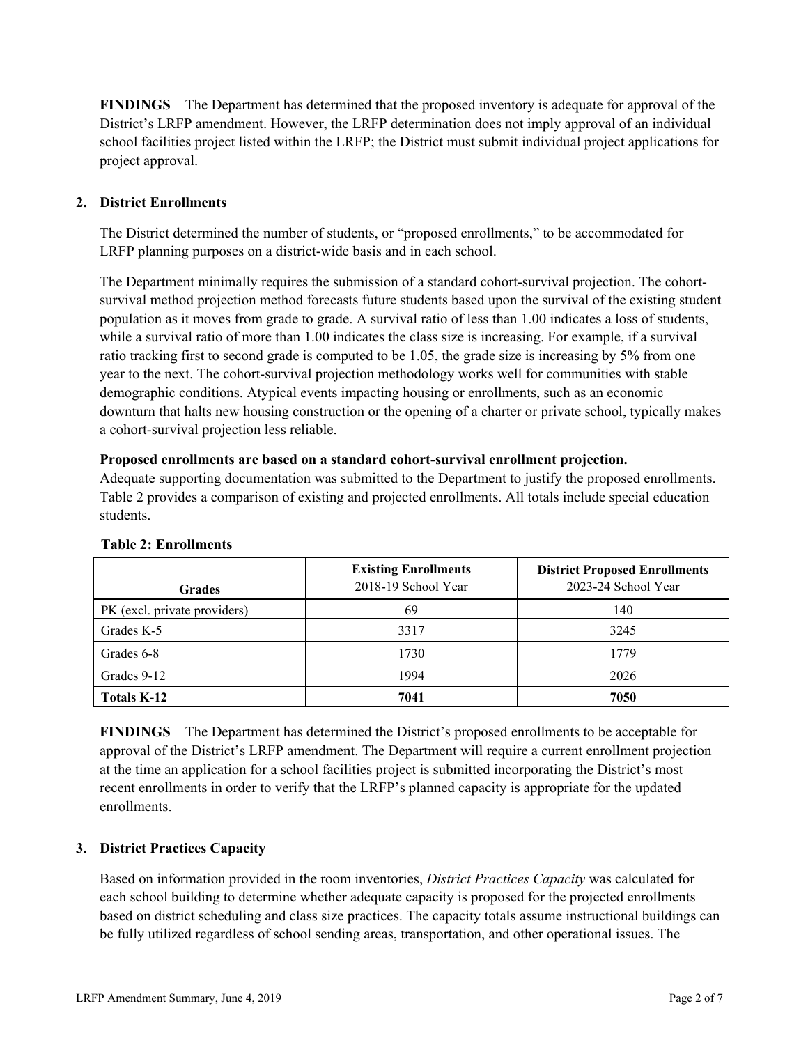**FINDINGS** The Department has determined that the proposed inventory is adequate for approval of the District's LRFP amendment. However, the LRFP determination does not imply approval of an individual school facilities project listed within the LRFP; the District must submit individual project applications for project approval.

## 2. District Enrollments

The District determined the number of students, or "proposed enrollments," to be accommodated for LRFP planning purposes on a district-wide basis and in each school.

The Department minimally requires the submission of a standard cohort-survival projection. The cohort-survival method projection method forecasts future students based upon the survival of the existing student population as it moves from grade to grade. A survival ratio of less than 1.00 indicates a loss of students, while a survival ratio of more than 1.00 indicates the class size is increasing. For example, if a survival ratio tracking first to second grade is computed to be 1.05, the grade size is increasing by 5% from one year to the next. The cohort-survival projection methodology works well for communities with stable demographic conditions. Atypical events impacting housing or enrollments, such as an economic downturn that halts new housing construction or the opening of a charter or private school, typically makes a cohort-survival projection less reliable.

**Proposed enrollments are based on a standard cohort-survival enrollment projection.**
Adequate supporting documentation was submitted to the Department to justify the proposed enrollments. Table 2 provides a comparison of existing and projected enrollments. All totals include special education students.

**Table 2: Enrollments**

| Grades | Existing Enrollments 2018-19 School Year | District Proposed Enrollments 2023-24 School Year |
|---|---|---|
| PK (excl. private providers) | 69 | 140 |
| Grades K-5 | 3317 | 3245 |
| Grades 6-8 | 1730 | 1779 |
| Grades 9-12 | 1994 | 2026 |
| **Totals K-12** | **7041** | **7050** |

**FINDINGS** The Department has determined the District's proposed enrollments to be acceptable for approval of the District's LRFP amendment. The Department will require a current enrollment projection at the time an application for a school facilities project is submitted incorporating the District's most recent enrollments in order to verify that the LRFP's planned capacity is appropriate for the updated enrollments.

## 3. District Practices Capacity

Based on information provided in the room inventories, *District Practices Capacity* was calculated for each school building to determine whether adequate capacity is proposed for the projected enrollments based on district scheduling and class size practices. The capacity totals assume instructional buildings can be fully utilized regardless of school sending areas, transportation, and other operational issues. The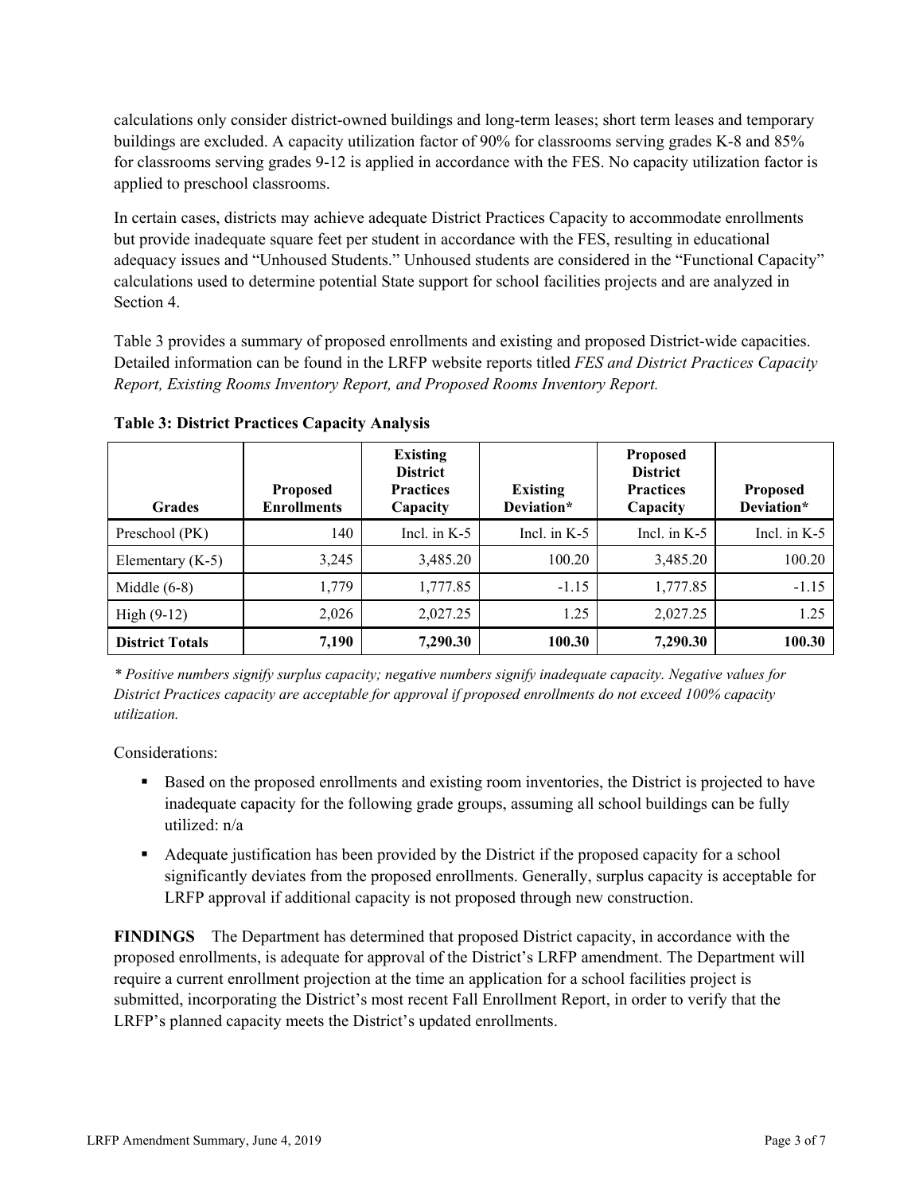calculations only consider district-owned buildings and long-term leases; short term leases and temporary buildings are excluded. A capacity utilization factor of 90% for classrooms serving grades K-8 and 85% for classrooms serving grades 9-12 is applied in accordance with the FES. No capacity utilization factor is applied to preschool classrooms.

In certain cases, districts may achieve adequate District Practices Capacity to accommodate enrollments but provide inadequate square feet per student in accordance with the FES, resulting in educational adequacy issues and "Unhoused Students." Unhoused students are considered in the "Functional Capacity" calculations used to determine potential State support for school facilities projects and are analyzed in Section 4.

Table 3 provides a summary of proposed enrollments and existing and proposed District-wide capacities. Detailed information can be found in the LRFP website reports titled *FES and District Practices Capacity Report, Existing Rooms Inventory Report, and Proposed Rooms Inventory Report.*

**Table 3: District Practices Capacity Analysis**

| Grades | Proposed Enrollments | Existing District Practices Capacity | Existing Deviation* | Proposed District Practices Capacity | Proposed Deviation* |
|---|---|---|---|---|---|
| Preschool (PK) | 140 | Incl. in K-5 | Incl. in K-5 | Incl. in K-5 | Incl. in K-5 |
| Elementary (K-5) | 3,245 | 3,485.20 | 100.20 | 3,485.20 | 100.20 |
| Middle (6-8) | 1,779 | 1,777.85 | -1.15 | 1,777.85 | -1.15 |
| High (9-12) | 2,026 | 2,027.25 | 1.25 | 2,027.25 | 1.25 |
| **District Totals** | **7,190** | **7,290.30** | **100.30** | **7,290.30** | **100.30** |

*\* Positive numbers signify surplus capacity; negative numbers signify inadequate capacity. Negative values for District Practices capacity are acceptable for approval if proposed enrollments do not exceed 100% capacity utilization.*

Considerations:

- Based on the proposed enrollments and existing room inventories, the District is projected to have inadequate capacity for the following grade groups, assuming all school buildings can be fully utilized: n/a
- Adequate justification has been provided by the District if the proposed capacity for a school significantly deviates from the proposed enrollments. Generally, surplus capacity is acceptable for LRFP approval if additional capacity is not proposed through new construction.

**FINDINGS** The Department has determined that proposed District capacity, in accordance with the proposed enrollments, is adequate for approval of the District's LRFP amendment. The Department will require a current enrollment projection at the time an application for a school facilities project is submitted, incorporating the District's most recent Fall Enrollment Report, in order to verify that the LRFP's planned capacity meets the District's updated enrollments.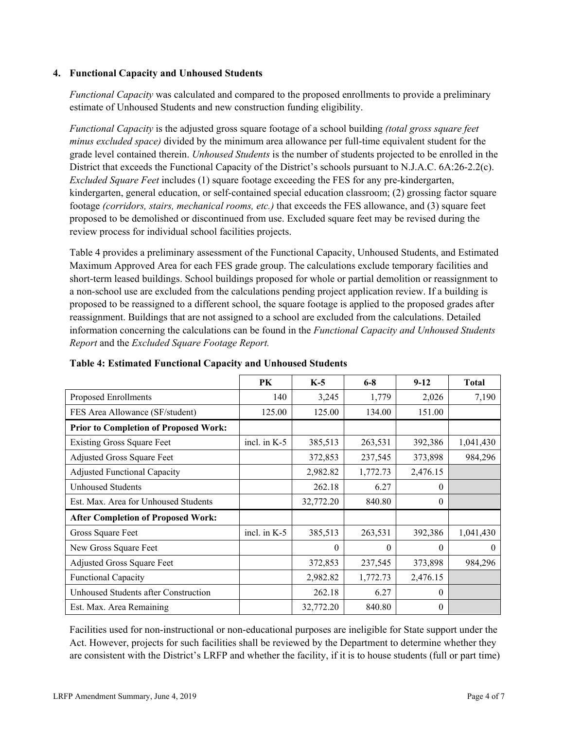### 4. Functional Capacity and Unhoused Students

*Functional Capacity* was calculated and compared to the proposed enrollments to provide a preliminary estimate of Unhoused Students and new construction funding eligibility.

*Functional Capacity* is the adjusted gross square footage of a school building *(total gross square feet minus excluded space)* divided by the minimum area allowance per full-time equivalent student for the grade level contained therein. *Unhoused Students* is the number of students projected to be enrolled in the District that exceeds the Functional Capacity of the District's schools pursuant to N.J.A.C. 6A:26-2.2(c). *Excluded Square Feet* includes (1) square footage exceeding the FES for any pre-kindergarten, kindergarten, general education, or self-contained special education classroom; (2) grossing factor square footage *(corridors, stairs, mechanical rooms, etc.)* that exceeds the FES allowance, and (3) square feet proposed to be demolished or discontinued from use. Excluded square feet may be revised during the review process for individual school facilities projects.

Table 4 provides a preliminary assessment of the Functional Capacity, Unhoused Students, and Estimated Maximum Approved Area for each FES grade group. The calculations exclude temporary facilities and short-term leased buildings. School buildings proposed for whole or partial demolition or reassignment to a non-school use are excluded from the calculations pending project application review. If a building is proposed to be reassigned to a different school, the square footage is applied to the proposed grades after reassignment. Buildings that are not assigned to a school are excluded from the calculations. Detailed information concerning the calculations can be found in the *Functional Capacity and Unhoused Students Report* and the *Excluded Square Footage Report.*

**Table 4: Estimated Functional Capacity and Unhoused Students**

| | PK | K-5 | 6-8 | 9-12 | Total |
|---|---|---|---|---|---|
| Proposed Enrollments | 140 | 3,245 | 1,779 | 2,026 | 7,190 |
| FES Area Allowance (SF/student) | 125.00 | 125.00 | 134.00 | 151.00 | |
| **Prior to Completion of Proposed Work:** | | | | | |
| Existing Gross Square Feet | incl. in K-5 | 385,513 | 263,531 | 392,386 | 1,041,430 |
| Adjusted Gross Square Feet | | 372,853 | 237,545 | 373,898 | 984,296 |
| Adjusted Functional Capacity | | 2,982.82 | 1,772.73 | 2,476.15 | |
| Unhoused Students | | 262.18 | 6.27 | 0 | |
| Est. Max. Area for Unhoused Students | | 32,772.20 | 840.80 | 0 | |
| **After Completion of Proposed Work:** | | | | | |
| Gross Square Feet | incl. in K-5 | 385,513 | 263,531 | 392,386 | 1,041,430 |
| New Gross Square Feet | | 0 | 0 | 0 | 0 |
| Adjusted Gross Square Feet | | 372,853 | 237,545 | 373,898 | 984,296 |
| Functional Capacity | | 2,982.82 | 1,772.73 | 2,476.15 | |
| Unhoused Students after Construction | | 262.18 | 6.27 | 0 | |
| Est. Max. Area Remaining | | 32,772.20 | 840.80 | 0 | |

Facilities used for non-instructional or non-educational purposes are ineligible for State support under the Act. However, projects for such facilities shall be reviewed by the Department to determine whether they are consistent with the District's LRFP and whether the facility, if it is to house students (full or part time)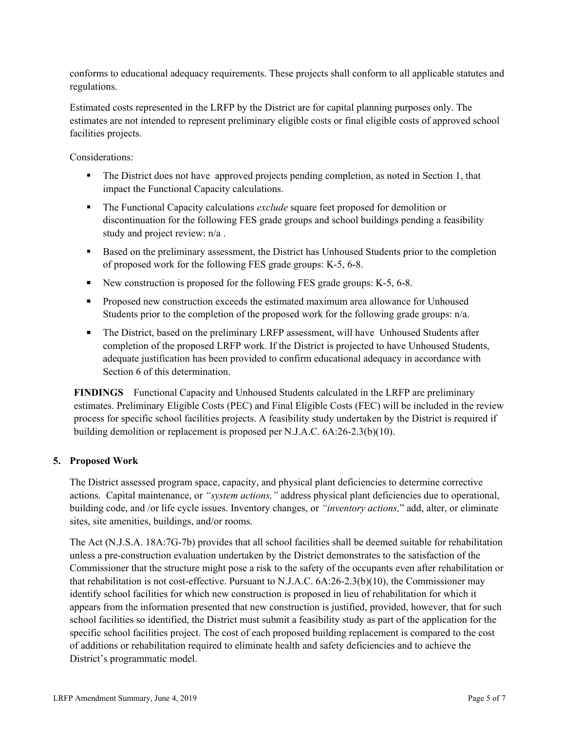conforms to educational adequacy requirements. These projects shall conform to all applicable statutes and regulations.

Estimated costs represented in the LRFP by the District are for capital planning purposes only. The estimates are not intended to represent preliminary eligible costs or final eligible costs of approved school facilities projects.

Considerations:

- The District does not have approved projects pending completion, as noted in Section 1, that impact the Functional Capacity calculations.
- The Functional Capacity calculations *exclude* square feet proposed for demolition or discontinuation for the following FES grade groups and school buildings pending a feasibility study and project review: n/a .
- Based on the preliminary assessment, the District has Unhoused Students prior to the completion of proposed work for the following FES grade groups: K-5, 6-8.
- New construction is proposed for the following FES grade groups: K-5, 6-8.
- Proposed new construction exceeds the estimated maximum area allowance for Unhoused Students prior to the completion of the proposed work for the following grade groups: n/a.
- The District, based on the preliminary LRFP assessment, will have Unhoused Students after completion of the proposed LRFP work. If the District is projected to have Unhoused Students, adequate justification has been provided to confirm educational adequacy in accordance with Section 6 of this determination.

**FINDINGS** Functional Capacity and Unhoused Students calculated in the LRFP are preliminary estimates. Preliminary Eligible Costs (PEC) and Final Eligible Costs (FEC) will be included in the review process for specific school facilities projects. A feasibility study undertaken by the District is required if building demolition or replacement is proposed per N.J.A.C. 6A:26-2.3(b)(10).

## 5. Proposed Work

The District assessed program space, capacity, and physical plant deficiencies to determine corrective actions. Capital maintenance, or *"system actions,"* address physical plant deficiencies due to operational, building code, and /or life cycle issues. Inventory changes, or *"inventory actions,"* add, alter, or eliminate sites, site amenities, buildings, and/or rooms.

The Act (N.J.S.A. 18A:7G-7b) provides that all school facilities shall be deemed suitable for rehabilitation unless a pre-construction evaluation undertaken by the District demonstrates to the satisfaction of the Commissioner that the structure might pose a risk to the safety of the occupants even after rehabilitation or that rehabilitation is not cost-effective. Pursuant to N.J.A.C. 6A:26-2.3(b)(10), the Commissioner may identify school facilities for which new construction is proposed in lieu of rehabilitation for which it appears from the information presented that new construction is justified, provided, however, that for such school facilities so identified, the District must submit a feasibility study as part of the application for the specific school facilities project. The cost of each proposed building replacement is compared to the cost of additions or rehabilitation required to eliminate health and safety deficiencies and to achieve the District's programmatic model.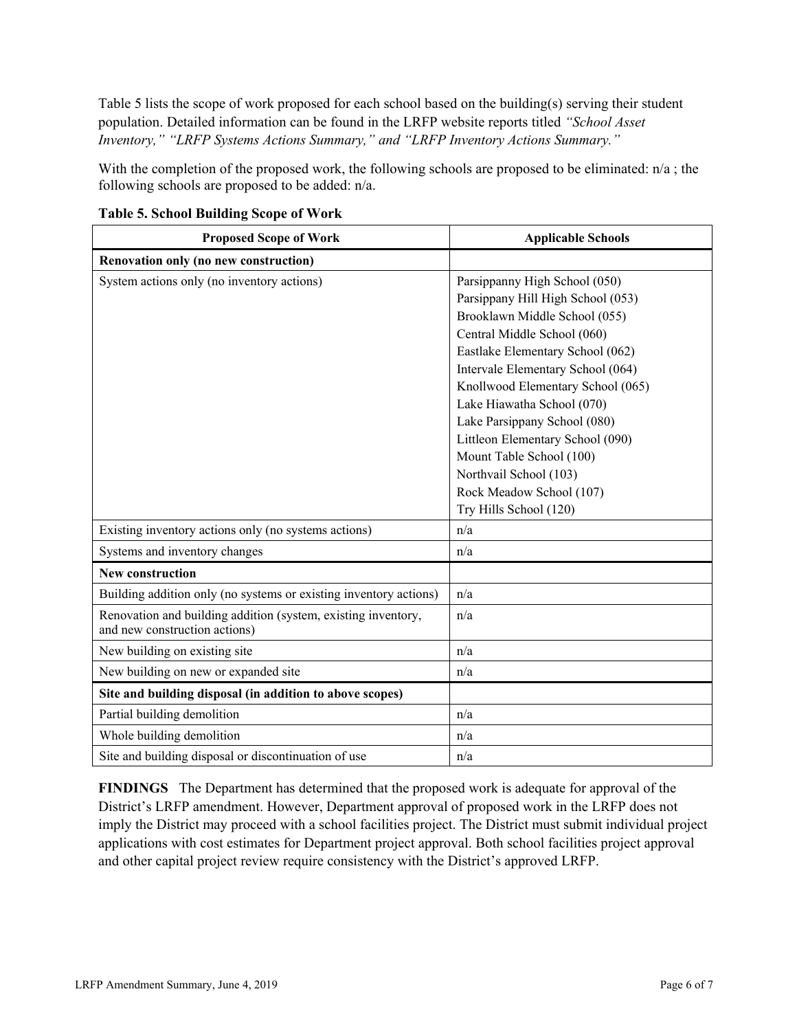Table 5 lists the scope of work proposed for each school based on the building(s) serving their student population. Detailed information can be found in the LRFP website reports titled *"School Asset Inventory," "LRFP Systems Actions Summary," and "LRFP Inventory Actions Summary."*

With the completion of the proposed work, the following schools are proposed to be eliminated: n/a ; the following schools are proposed to be added: n/a.

**Table 5. School Building Scope of Work**

| Proposed Scope of Work | Applicable Schools |
|---|---|
| **Renovation only (no new construction)** | |
| System actions only (no inventory actions) | Parsippanny High School (050)<br>Parsippany Hill High School (053)<br>Brooklawn Middle School (055)<br>Central Middle School (060)<br>Eastlake Elementary School (062)<br>Intervale Elementary School (064)<br>Knollwood Elementary School (065)<br>Lake Hiawatha School (070)<br>Lake Parsippany School (080)<br>Littleon Elementary School (090)<br>Mount Table School (100)<br>Northvail School (103)<br>Rock Meadow School (107)<br>Try Hills School (120) |
| Existing inventory actions only (no systems actions) | n/a |
| Systems and inventory changes | n/a |
| **New construction** | |
| Building addition only (no systems or existing inventory actions) | n/a |
| Renovation and building addition (system, existing inventory, and new construction actions) | n/a |
| New building on existing site | n/a |
| New building on new or expanded site | n/a |
| **Site and building disposal (in addition to above scopes)** | |
| Partial building demolition | n/a |
| Whole building demolition | n/a |
| Site and building disposal or discontinuation of use | n/a |

**FINDINGS** The Department has determined that the proposed work is adequate for approval of the District's LRFP amendment. However, Department approval of proposed work in the LRFP does not imply the District may proceed with a school facilities project. The District must submit individual project applications with cost estimates for Department project approval. Both school facilities project approval and other capital project review require consistency with the District's approved LRFP.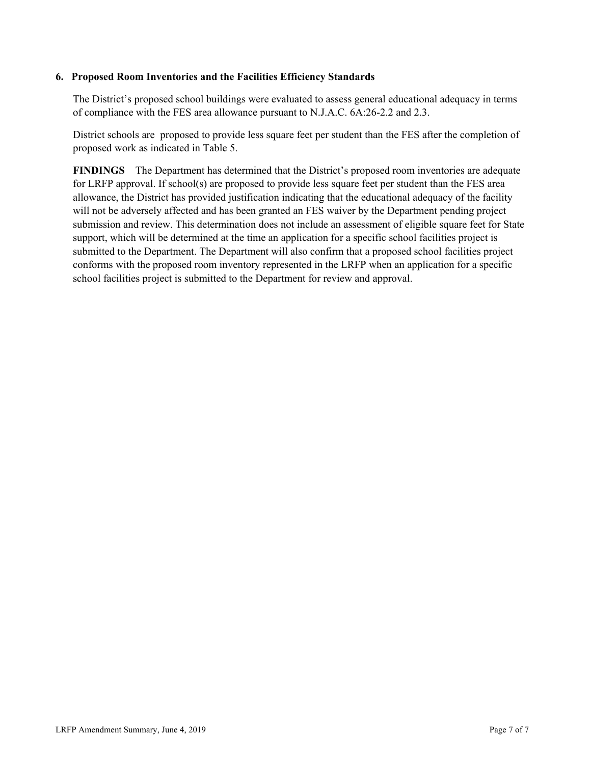## 6. Proposed Room Inventories and the Facilities Efficiency Standards

The District's proposed school buildings were evaluated to assess general educational adequacy in terms of compliance with the FES area allowance pursuant to N.J.A.C. 6A:26-2.2 and 2.3.

District schools are proposed to provide less square feet per student than the FES after the completion of proposed work as indicated in Table 5.

**FINDINGS** The Department has determined that the District's proposed room inventories are adequate for LRFP approval. If school(s) are proposed to provide less square feet per student than the FES area allowance, the District has provided justification indicating that the educational adequacy of the facility will not be adversely affected and has been granted an FES waiver by the Department pending project submission and review. This determination does not include an assessment of eligible square feet for State support, which will be determined at the time an application for a specific school facilities project is submitted to the Department. The Department will also confirm that a proposed school facilities project conforms with the proposed room inventory represented in the LRFP when an application for a specific school facilities project is submitted to the Department for review and approval.